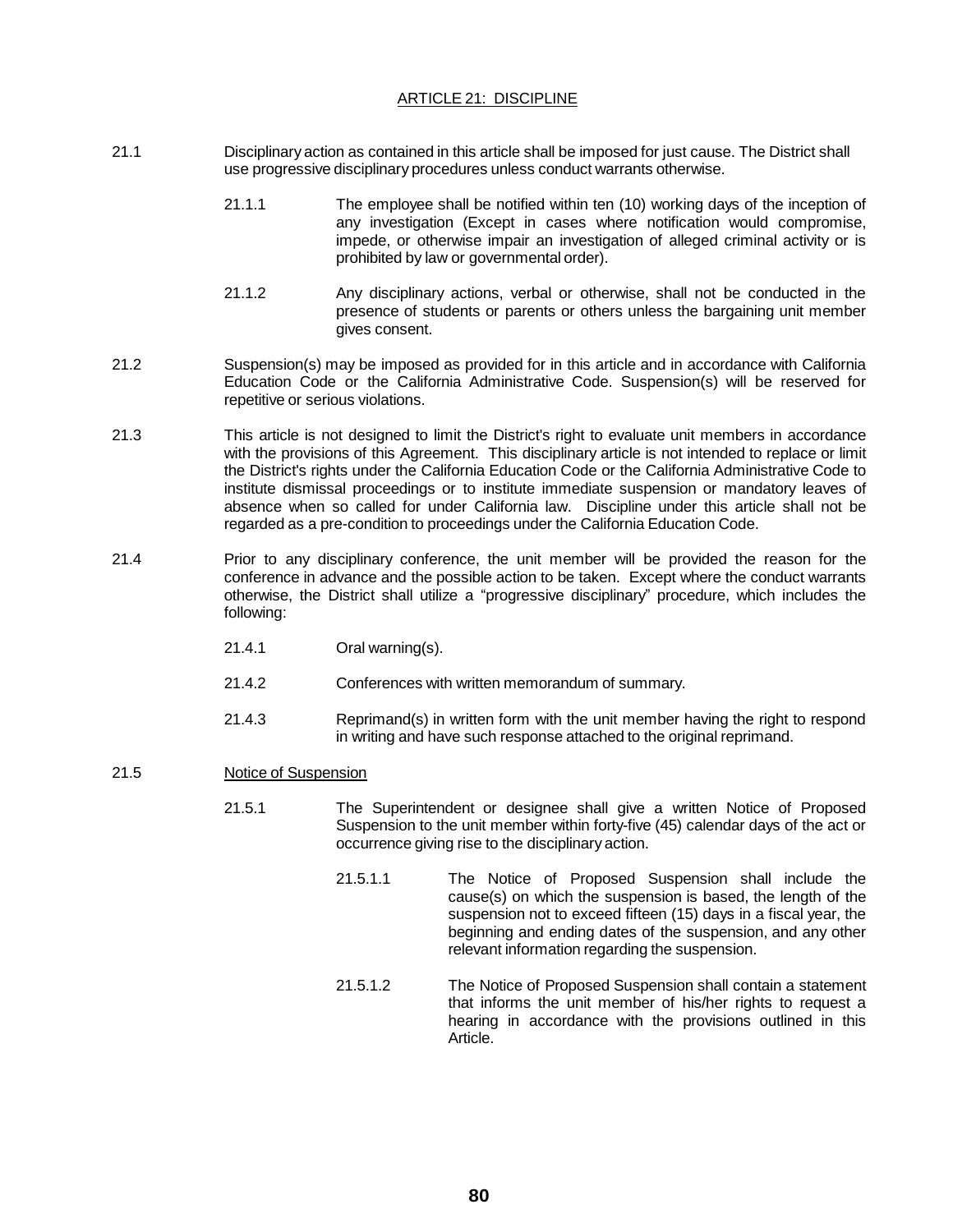## ARTICLE 21: DISCIPLINE

21.1 Disciplinary action as contained in this article shall be imposed for just cause. The District shall use progressive disciplinary procedures unless conduct warrants otherwise.

21.1.1 The employee shall be notified within ten (10) working days of the inception of any investigation (Except in cases where notification would compromise, impede, or otherwise impair an investigation of alleged criminal activity or is prohibited by law or governmental order).

21.1.2 Any disciplinary actions, verbal or otherwise, shall not be conducted in the presence of students or parents or others unless the bargaining unit member gives consent.

21.2 Suspension(s) may be imposed as provided for in this article and in accordance with California Education Code or the California Administrative Code. Suspension(s) will be reserved for repetitive or serious violations.

21.3 This article is not designed to limit the District's right to evaluate unit members in accordance with the provisions of this Agreement. This disciplinary article is not intended to replace or limit the District's rights under the California Education Code or the California Administrative Code to institute dismissal proceedings or to institute immediate suspension or mandatory leaves of absence when so called for under California law. Discipline under this article shall not be regarded as a pre-condition to proceedings under the California Education Code.

21.4 Prior to any disciplinary conference, the unit member will be provided the reason for the conference in advance and the possible action to be taken. Except where the conduct warrants otherwise, the District shall utilize a "progressive disciplinary" procedure, which includes the following:

21.4.1 Oral warning(s).

21.4.2 Conferences with written memorandum of summary.

21.4.3 Reprimand(s) in written form with the unit member having the right to respond in writing and have such response attached to the original reprimand.

21.5 Notice of Suspension

21.5.1 The Superintendent or designee shall give a written Notice of Proposed Suspension to the unit member within forty-five (45) calendar days of the act or occurrence giving rise to the disciplinary action.

21.5.1.1 The Notice of Proposed Suspension shall include the cause(s) on which the suspension is based, the length of the suspension not to exceed fifteen (15) days in a fiscal year, the beginning and ending dates of the suspension, and any other relevant information regarding the suspension.

21.5.1.2 The Notice of Proposed Suspension shall contain a statement that informs the unit member of his/her rights to request a hearing in accordance with the provisions outlined in this Article.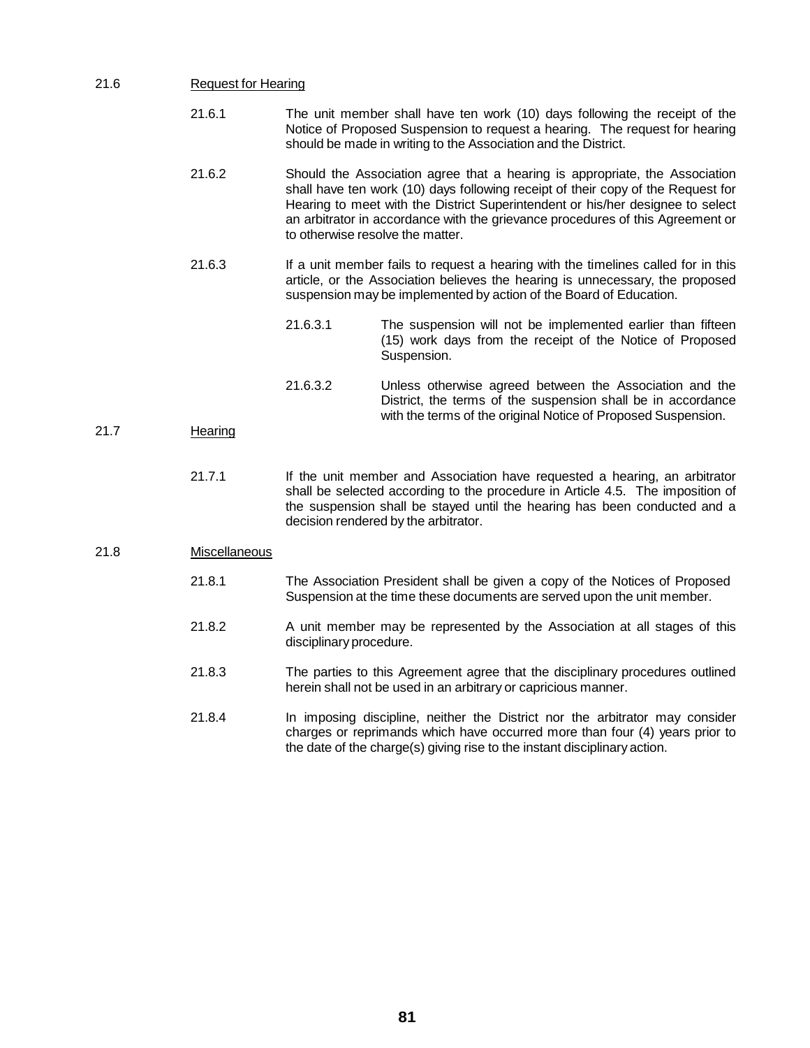21.6 Request for Hearing

21.6.1 The unit member shall have ten work (10) days following the receipt of the Notice of Proposed Suspension to request a hearing. The request for hearing should be made in writing to the Association and the District.

21.6.2 Should the Association agree that a hearing is appropriate, the Association shall have ten work (10) days following receipt of their copy of the Request for Hearing to meet with the District Superintendent or his/her designee to select an arbitrator in accordance with the grievance procedures of this Agreement or to otherwise resolve the matter.

21.6.3 If a unit member fails to request a hearing with the timelines called for in this article, or the Association believes the hearing is unnecessary, the proposed suspension may be implemented by action of the Board of Education.

21.6.3.1 The suspension will not be implemented earlier than fifteen (15) work days from the receipt of the Notice of Proposed Suspension.

21.6.3.2 Unless otherwise agreed between the Association and the District, the terms of the suspension shall be in accordance with the terms of the original Notice of Proposed Suspension.

21.7 Hearing

21.7.1 If the unit member and Association have requested a hearing, an arbitrator shall be selected according to the procedure in Article 4.5. The imposition of the suspension shall be stayed until the hearing has been conducted and a decision rendered by the arbitrator.

21.8 Miscellaneous

21.8.1 The Association President shall be given a copy of the Notices of Proposed Suspension at the time these documents are served upon the unit member.

21.8.2 A unit member may be represented by the Association at all stages of this disciplinary procedure.

21.8.3 The parties to this Agreement agree that the disciplinary procedures outlined herein shall not be used in an arbitrary or capricious manner.

21.8.4 In imposing discipline, neither the District nor the arbitrator may consider charges or reprimands which have occurred more than four (4) years prior to the date of the charge(s) giving rise to the instant disciplinary action.